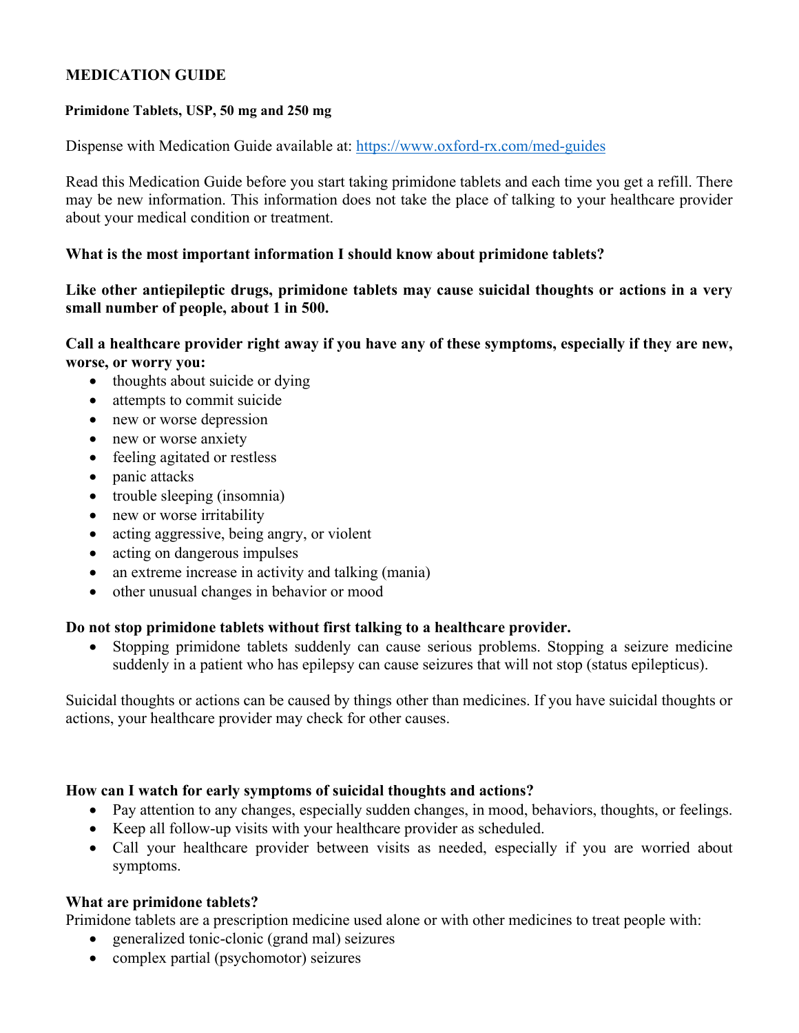# MEDICATION GUIDE

**Primidone Tablets, USP, 50 mg and 250 mg**

Dispense with Medication Guide available at: [https://www.oxford-rx.com/med-guides](https://www.oxford-rx.com/med-guides)

Read this Medication Guide before you start taking primidone tablets and each time you get a refill. There may be new information. This information does not take the place of talking to your healthcare provider about your medical condition or treatment.

**What is the most important information I should know about primidone tablets?**

**Like other antiepileptic drugs, primidone tablets may cause suicidal thoughts or actions in a very small number of people, about 1 in 500.**

**Call a healthcare provider right away if you have any of these symptoms, especially if they are new, worse, or worry you:**

- thoughts about suicide or dying
- attempts to commit suicide
- new or worse depression
- new or worse anxiety
- feeling agitated or restless
- panic attacks
- trouble sleeping (insomnia)
- new or worse irritability
- acting aggressive, being angry, or violent
- acting on dangerous impulses
- an extreme increase in activity and talking (mania)
- other unusual changes in behavior or mood

**Do not stop primidone tablets without first talking to a healthcare provider.**

- Stopping primidone tablets suddenly can cause serious problems. Stopping a seizure medicine suddenly in a patient who has epilepsy can cause seizures that will not stop (status epilepticus).

Suicidal thoughts or actions can be caused by things other than medicines. If you have suicidal thoughts or actions, your healthcare provider may check for other causes.

**How can I watch for early symptoms of suicidal thoughts and actions?**

- Pay attention to any changes, especially sudden changes, in mood, behaviors, thoughts, or feelings.
- Keep all follow-up visits with your healthcare provider as scheduled.
- Call your healthcare provider between visits as needed, especially if you are worried about symptoms.

**What are primidone tablets?**

Primidone tablets are a prescription medicine used alone or with other medicines to treat people with:

- generalized tonic-clonic (grand mal) seizures
- complex partial (psychomotor) seizures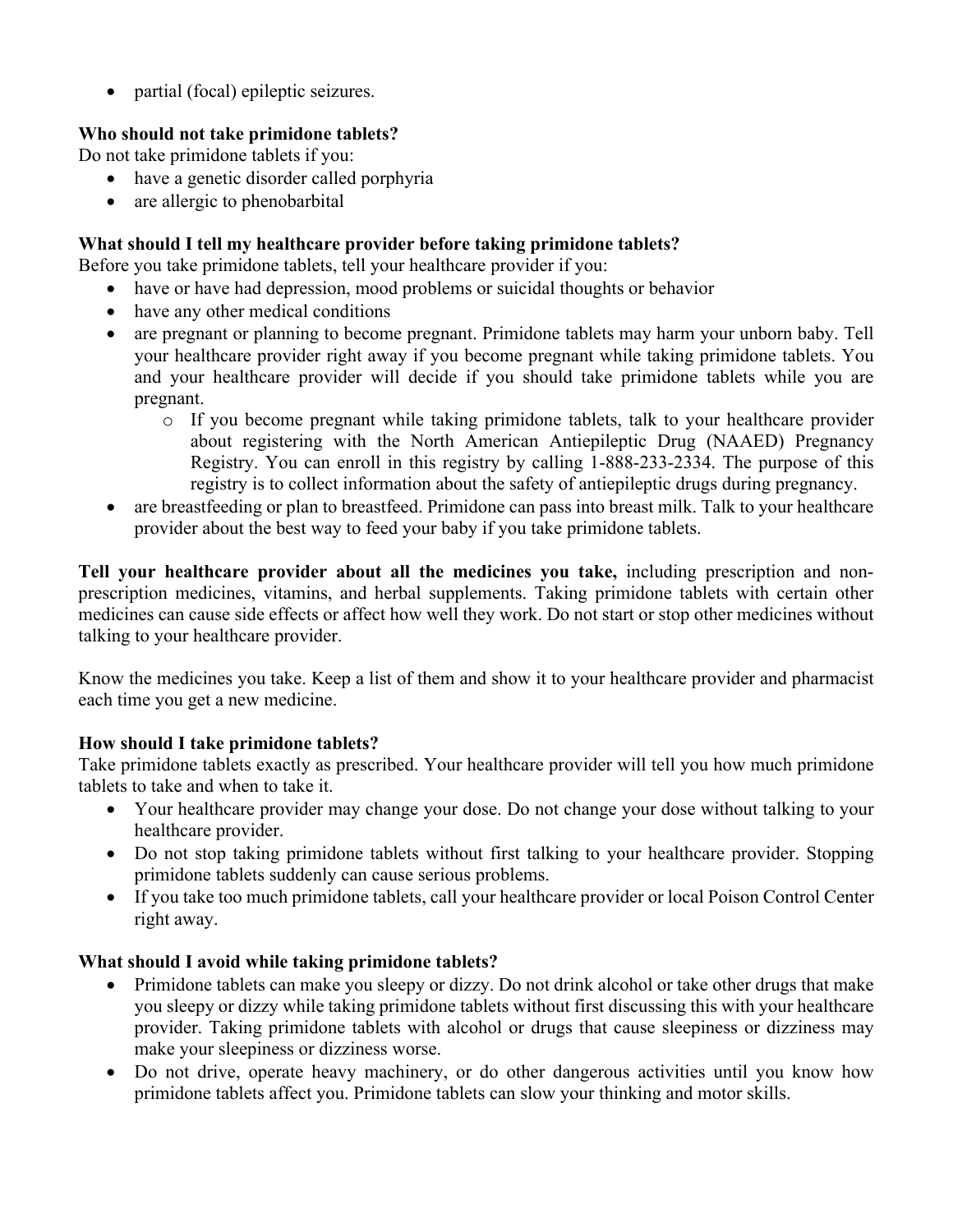- partial (focal) epileptic seizures.

**Who should not take primidone tablets?**

Do not take primidone tablets if you:

- have a genetic disorder called porphyria
- are allergic to phenobarbital

**What should I tell my healthcare provider before taking primidone tablets?**

Before you take primidone tablets, tell your healthcare provider if you:

- have or have had depression, mood problems or suicidal thoughts or behavior
- have any other medical conditions
- are pregnant or planning to become pregnant. Primidone tablets may harm your unborn baby. Tell your healthcare provider right away if you become pregnant while taking primidone tablets. You and your healthcare provider will decide if you should take primidone tablets while you are pregnant.
    - If you become pregnant while taking primidone tablets, talk to your healthcare provider about registering with the North American Antiepileptic Drug (NAAED) Pregnancy Registry. You can enroll in this registry by calling 1-888-233-2334. The purpose of this registry is to collect information about the safety of antiepileptic drugs during pregnancy.
- are breastfeeding or plan to breastfeed. Primidone can pass into breast milk. Talk to your healthcare provider about the best way to feed your baby if you take primidone tablets.

**Tell your healthcare provider about all the medicines you take,** including prescription and non-prescription medicines, vitamins, and herbal supplements. Taking primidone tablets with certain other medicines can cause side effects or affect how well they work. Do not start or stop other medicines without talking to your healthcare provider.

Know the medicines you take. Keep a list of them and show it to your healthcare provider and pharmacist each time you get a new medicine.

**How should I take primidone tablets?**

Take primidone tablets exactly as prescribed. Your healthcare provider will tell you how much primidone tablets to take and when to take it.

- Your healthcare provider may change your dose. Do not change your dose without talking to your healthcare provider.
- Do not stop taking primidone tablets without first talking to your healthcare provider. Stopping primidone tablets suddenly can cause serious problems.
- If you take too much primidone tablets, call your healthcare provider or local Poison Control Center right away.

**What should I avoid while taking primidone tablets?**

- Primidone tablets can make you sleepy or dizzy. Do not drink alcohol or take other drugs that make you sleepy or dizzy while taking primidone tablets without first discussing this with your healthcare provider. Taking primidone tablets with alcohol or drugs that cause sleepiness or dizziness may make your sleepiness or dizziness worse.
- Do not drive, operate heavy machinery, or do other dangerous activities until you know how primidone tablets affect you. Primidone tablets can slow your thinking and motor skills.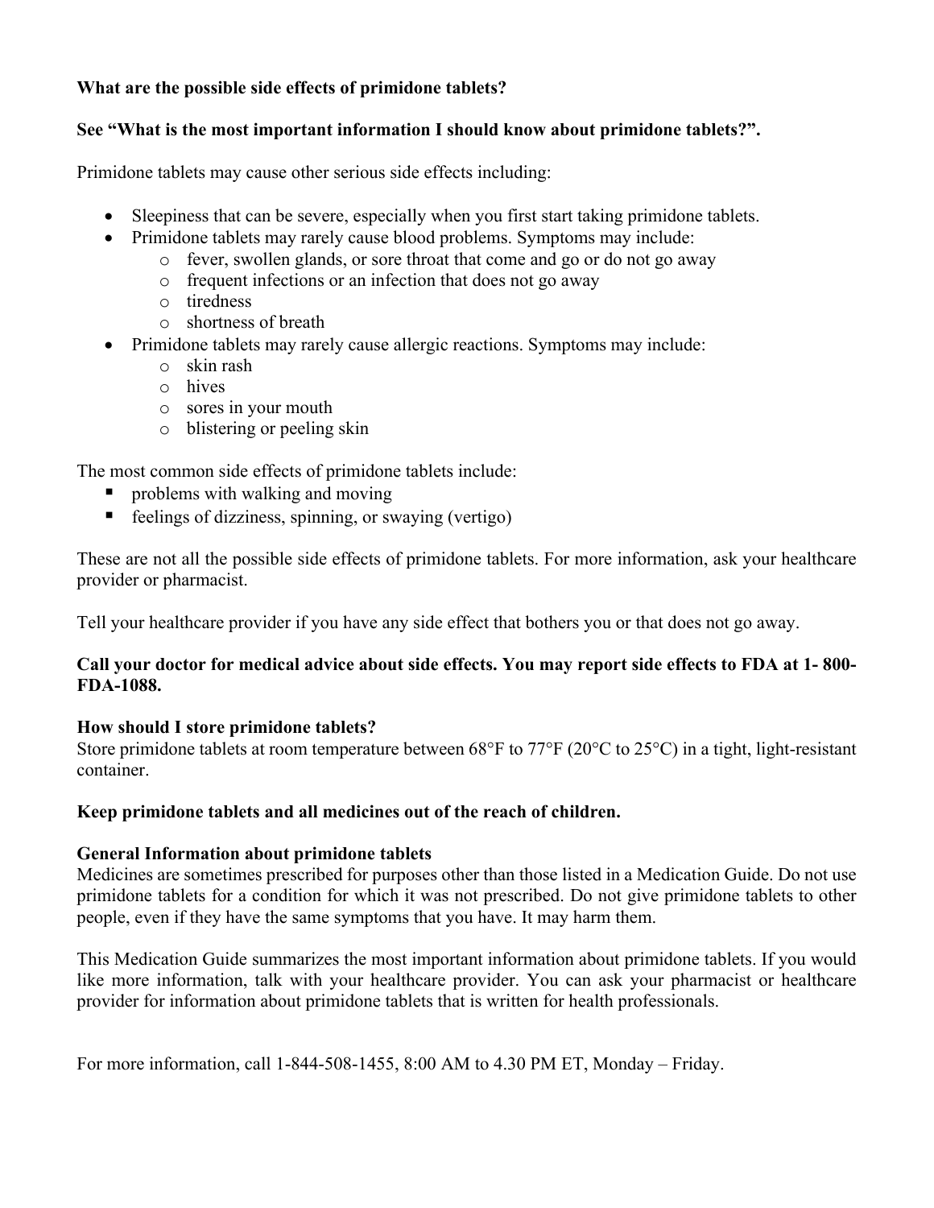**What are the possible side effects of primidone tablets?**

**See “What is the most important information I should know about primidone tablets?”.**

Primidone tablets may cause other serious side effects including:

- Sleepiness that can be severe, especially when you first start taking primidone tablets.
- Primidone tablets may rarely cause blood problems. Symptoms may include:
  - fever, swollen glands, or sore throat that come and go or do not go away
  - frequent infections or an infection that does not go away
  - tiredness
  - shortness of breath
- Primidone tablets may rarely cause allergic reactions. Symptoms may include:
  - skin rash
  - hives
  - sores in your mouth
  - blistering or peeling skin

The most common side effects of primidone tablets include:

- problems with walking and moving
- feelings of dizziness, spinning, or swaying (vertigo)

These are not all the possible side effects of primidone tablets. For more information, ask your healthcare provider or pharmacist.

Tell your healthcare provider if you have any side effect that bothers you or that does not go away.

**Call your doctor for medical advice about side effects. You may report side effects to FDA at 1- 800-FDA-1088.**

**How should I store primidone tablets?**

Store primidone tablets at room temperature between 68°F to 77°F (20°C to 25°C) in a tight, light-resistant container.

**Keep primidone tablets and all medicines out of the reach of children.**

**General Information about primidone tablets**

Medicines are sometimes prescribed for purposes other than those listed in a Medication Guide. Do not use primidone tablets for a condition for which it was not prescribed. Do not give primidone tablets to other people, even if they have the same symptoms that you have. It may harm them.

This Medication Guide summarizes the most important information about primidone tablets. If you would like more information, talk with your healthcare provider. You can ask your pharmacist or healthcare provider for information about primidone tablets that is written for health professionals.

For more information, call 1-844-508-1455, 8:00 AM to 4.30 PM ET, Monday – Friday.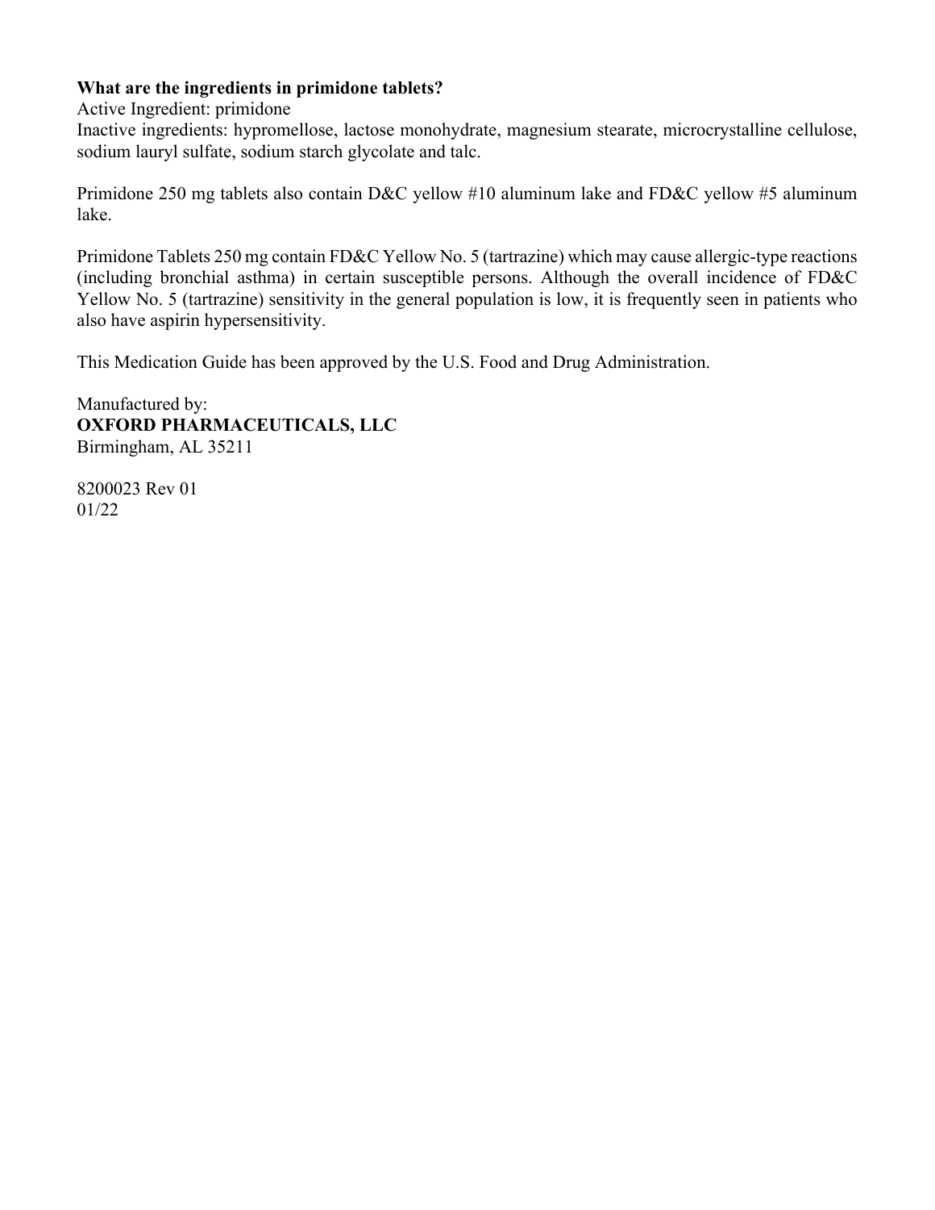**What are the ingredients in primidone tablets?**

Active Ingredient: primidone

Inactive ingredients: hypromellose, lactose monohydrate, magnesium stearate, microcrystalline cellulose, sodium lauryl sulfate, sodium starch glycolate and talc.

Primidone 250 mg tablets also contain D&C yellow #10 aluminum lake and FD&C yellow #5 aluminum lake.

Primidone Tablets 250 mg contain FD&C Yellow No. 5 (tartrazine) which may cause allergic-type reactions (including bronchial asthma) in certain susceptible persons. Although the overall incidence of FD&C Yellow No. 5 (tartrazine) sensitivity in the general population is low, it is frequently seen in patients who also have aspirin hypersensitivity.

This Medication Guide has been approved by the U.S. Food and Drug Administration.

Manufactured by:

**OXFORD PHARMACEUTICALS, LLC**

Birmingham, AL 35211

8200023 Rev 01

01/22